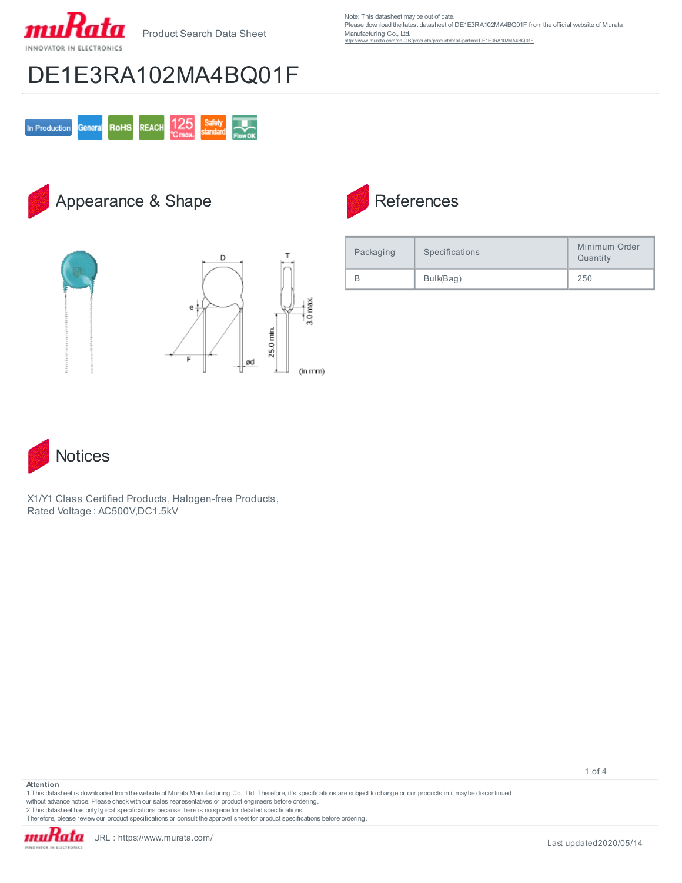Product Search Data Sheet

Note: This datasheet may be out of date.
Please download the latest datasheet of DE1E3RA102MA4BQ01F from the official website of Murata Manufacturing Co., Ltd.
http://www.murata.com/en-GB/products/productdetail?partno=DE1E3RA102MA4BQ01F

# DE1E3RA102MA4BQ01F

In Production | General | RoHS | REACH | 125°C max. | Safety standard | Flow OK

## Appearance & Shape

D, T, e, F, ød, 25.0 min., 3.0 max. (in mm)

## References

| Packaging | Specifications | Minimum Order Quantity |
|---|---|---|
| B | Bulk(Bag) | 250 |

## Notices

X1/Y1 Class Certified Products, Halogen-free Products,
Rated Voltage : AC500V,DC1.5kV

**Attention**
1.This datasheet is downloaded from the website of Murata Manufacturing Co., Ltd. Therefore, it's specifications are subject to change or our products in it may be discontinued without advance notice. Please check with our sales representatives or product engineers before ordering.
2.This datasheet has only typical specifications because there is no space for detailed specifications.
Therefore, please review our product specifications or consult the approval sheet for product specifications before ordering.

URL : https://www.murata.com/

Last updated2020/05/14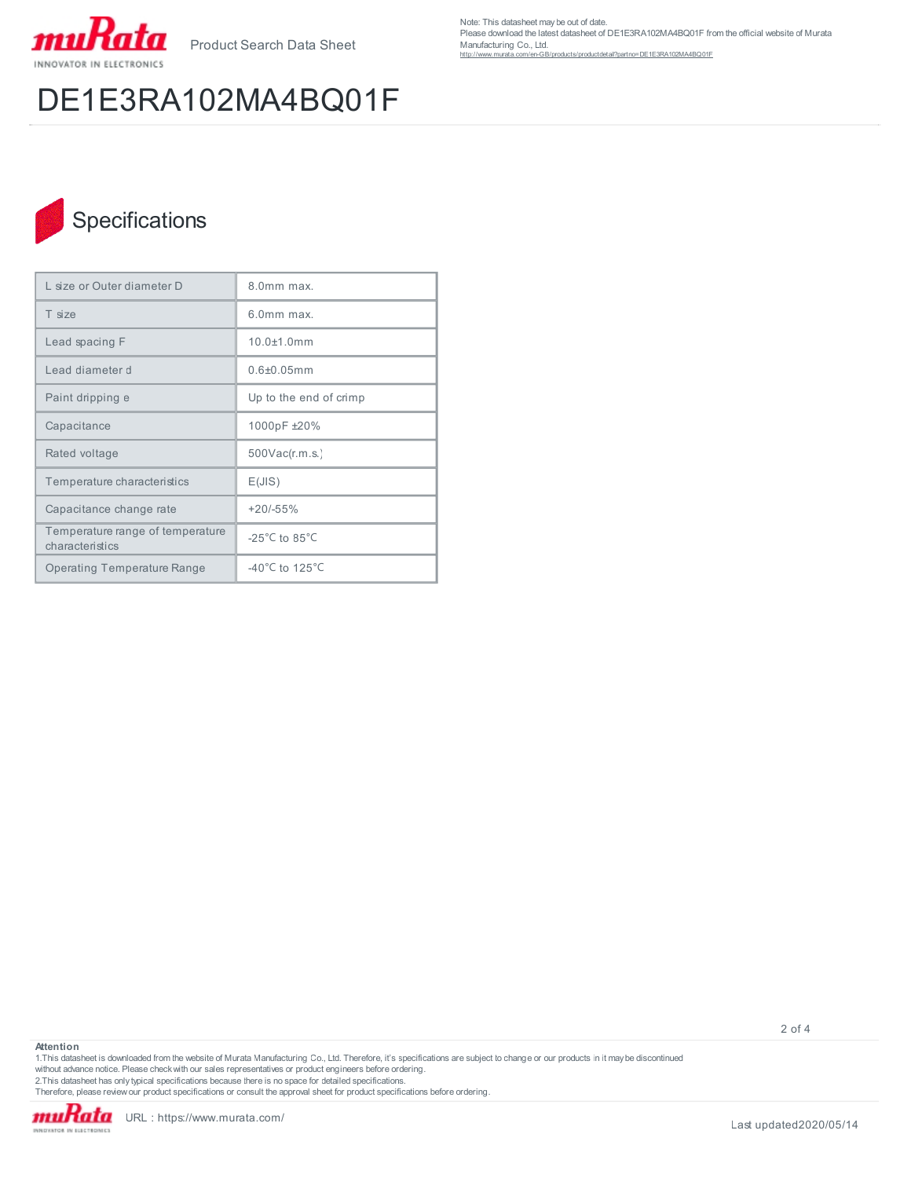Note: This datasheet may be out of date.
Please download the latest datasheet of DE1E3RA102MA4BQ01F from the official website of Murata Manufacturing Co., Ltd.
http://www.murata.com/en-GB/products/productdetail?partno=DE1E3RA102MA4BQ01F

# DE1E3RA102MA4BQ01F

## Specifications

| | |
|---|---|
| L size or Outer diameter D | 8.0mm max. |
| T size | 6.0mm max. |
| Lead spacing F | 10.0±1.0mm |
| Lead diameter d | 0.6±0.05mm |
| Paint dripping e | Up to the end of crimp |
| Capacitance | 1000pF ±20% |
| Rated voltage | 500Vac(r.m.s.) |
| Temperature characteristics | E(JIS) |
| Capacitance change rate | +20/-55% |
| Temperature range of temperature characteristics | -25°C to 85°C |
| Operating Temperature Range | -40°C to 125°C |

**Attention**
1.This datasheet is downloaded from the website of Murata Manufacturing Co., Ltd. Therefore, it's specifications are subject to change or our products in it may be discontinued without advance notice. Please check with our sales representatives or product engineers before ordering.
2.This datasheet has only typical specifications because there is no space for detailed specifications.
Therefore, please review our product specifications or consult the approval sheet for product specifications before ordering.

URL : https://www.murata.com/

Last updated2020/05/14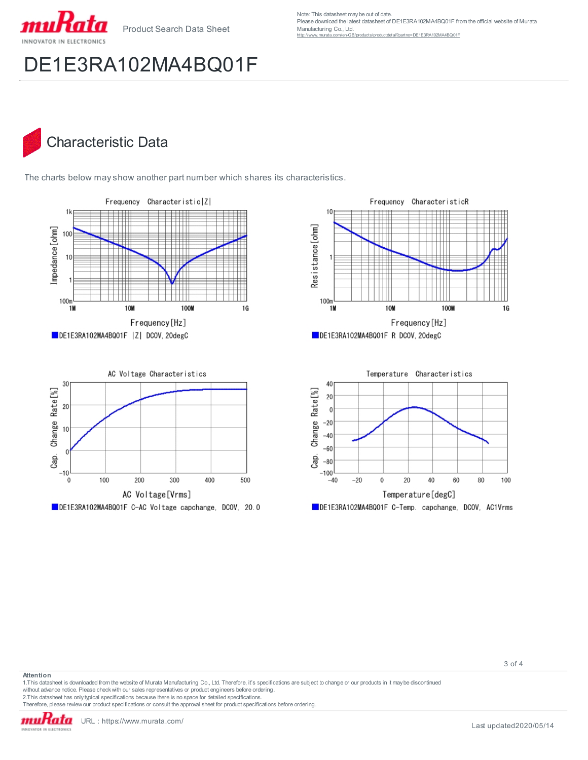Note: This datasheet may be out of date.
Please download the latest datasheet of DE1E3RA102MA4BQ01F from the official website of Murata Manufacturing Co., Ltd.
http://www.murata.com/en-GB/products/productdetail?partno=DE1E3RA102MA4BQ01F

# DE1E3RA102MA4BQ01F

## Characteristic Data

The charts below may show another part number which shares its characteristics.

Frequency Characteristic|Z|

DE1E3RA102MA4BQ01F |Z| DC0V, 20degC

Frequency CharacteristicR

DE1E3RA102MA4BQ01F R DC0V, 20degC

AC Voltage Characteristics

DE1E3RA102MA4BQ01F C-AC Voltage capchange, DC0V, 20.0

Temperature Characteristics

DE1E3RA102MA4BQ01F C-Temp. capchange, DC0V, AC1Vrms

**Attention**
1.This datasheet is downloaded from the website of Murata Manufacturing Co., Ltd. Therefore, it's specifications are subject to change or our products in it may be discontinued without advance notice. Please check with our sales representatives or product engineers before ordering.
2.This datasheet has only typical specifications because there is no space for detailed specifications.
Therefore, please review our product specifications or consult the approval sheet for product specifications before ordering.

URL : https://www.murata.com/

Last updated2020/05/14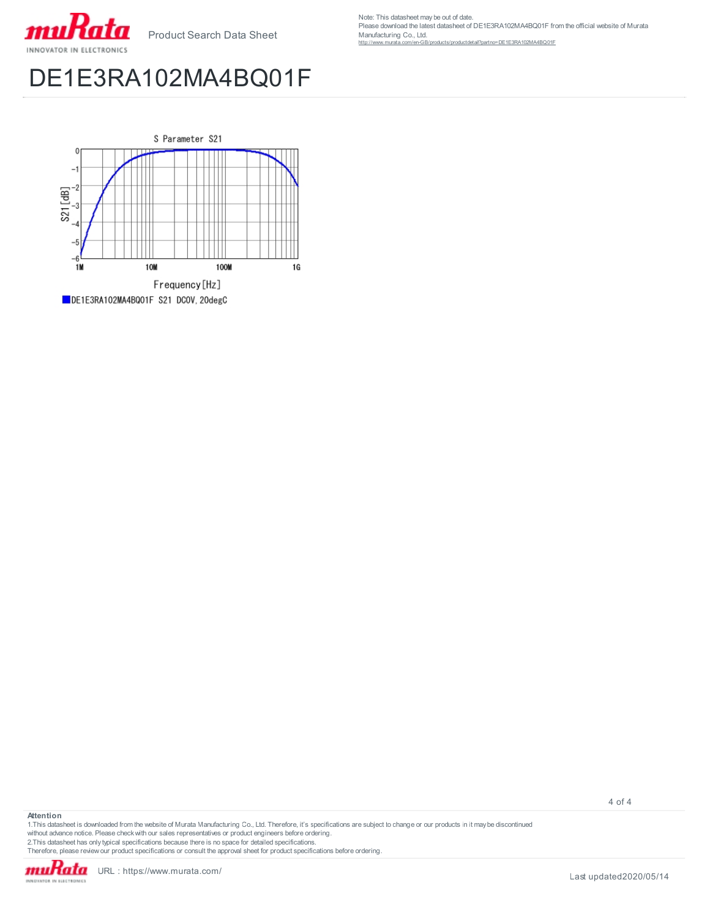Product Search Data Sheet

Note: This datasheet may be out of date.
Please download the latest datasheet of DE1E3RA102MA4BQ01F from the official website of Murata Manufacturing Co., Ltd.
http://www.murata.com/en-GB/products/productdetail?partno=DE1E3RA102MA4BQ01F

# DE1E3RA102MA4BQ01F

S Parameter S21

S21 [dB]

0
-1
-2
-3
-4
-5
-6

1M
10M
100M
1G

Frequency [Hz]

DE1E3RA102MA4BQ01F S21 DC0V, 20degC

**Attention**

1.This datasheet is downloaded from the website of Murata Manufacturing Co., Ltd. Therefore, it's specifications are subject to change or our products in it may be discontinued without advance notice. Please check with our sales representatives or product engineers before ordering.

2.This datasheet has only typical specifications because there is no space for detailed specifications.
Therefore, please review our product specifications or consult the approval sheet for product specifications before ordering.

URL : https://www.murata.com/

Last updated2020/05/14